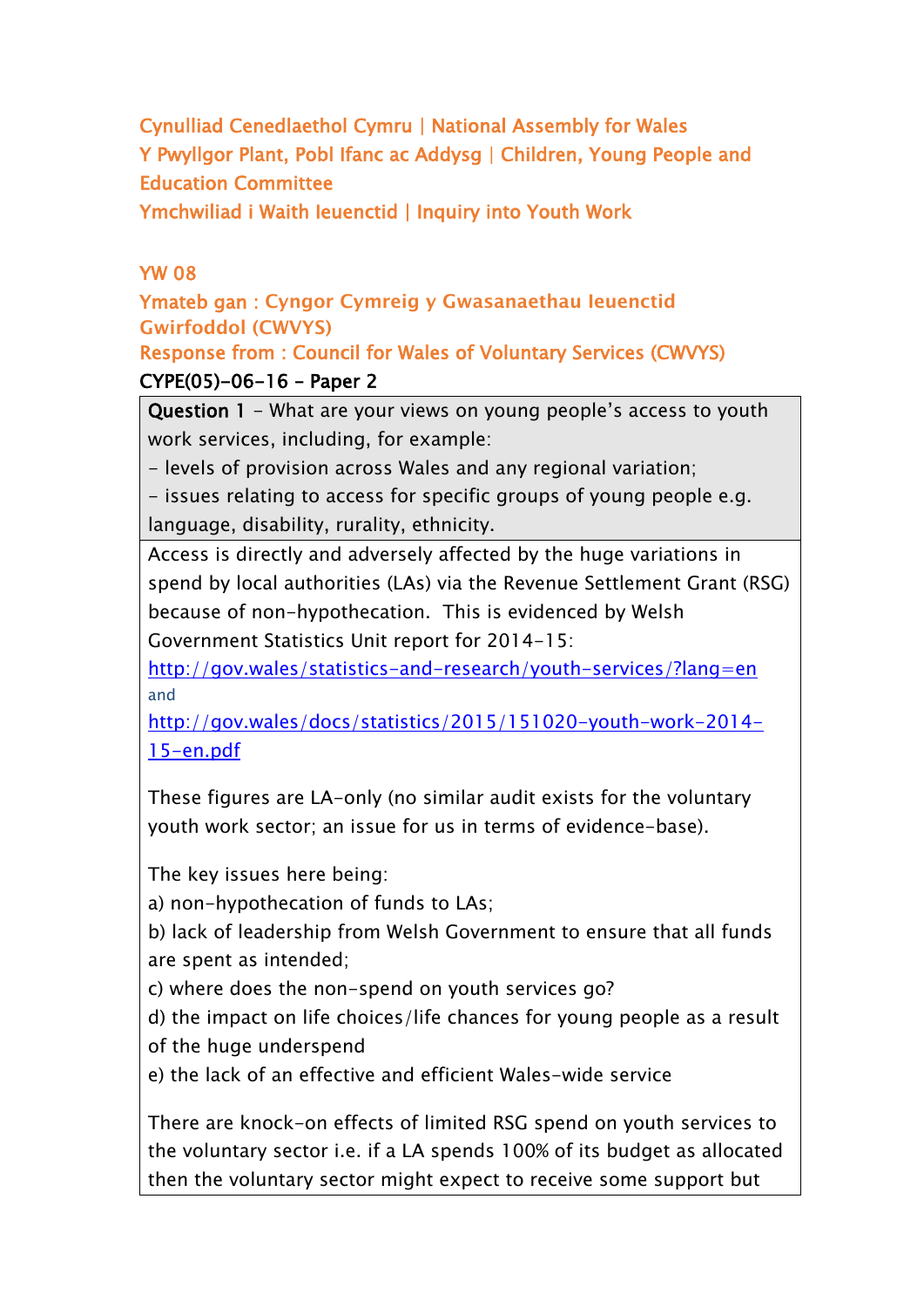Cynulliad Cenedlaethol Cymru | National Assembly for Wales
Y Pwyllgor Plant, Pobl Ifanc ac Addysg | Children, Young People and Education Committee
Ymchwiliad i Waith Ieuenctid | Inquiry into Youth Work

YW 08
Ymateb gan : Cyngor Cymreig y Gwasanaethau Ieuenctid Gwirfoddol (CWVYS)
Response from : Council for Wales of Voluntary Services (CWVYS)

**CYPE(05)-06-16 - Paper 2**

| **Question 1** - What are your views on young people's access to youth work services, including, for example:<br>- levels of provision across Wales and any regional variation;<br>- issues relating to access for specific groups of young people e.g. language, disability, rurality, ethnicity. |
|---|
| Access is directly and adversely affected by the huge variations in spend by local authorities (LAs) via the Revenue Settlement Grant (RSG) because of non-hypothecation. This is evidenced by Welsh Government Statistics Unit report for 2014-15:<br>http://gov.wales/statistics-and-research/youth-services/?lang=en<br>and<br>http://gov.wales/docs/statistics/2015/151020-youth-work-2014-15-en.pdf<br><br>These figures are LA-only (no similar audit exists for the voluntary youth work sector; an issue for us in terms of evidence-base).<br><br>The key issues here being:<br>a) non-hypothecation of funds to LAs;<br>b) lack of leadership from Welsh Government to ensure that all funds are spent as intended;<br>c) where does the non-spend on youth services go?<br>d) the impact on life choices/life chances for young people as a result of the huge underspend<br>e) the lack of an effective and efficient Wales-wide service<br><br>There are knock-on effects of limited RSG spend on youth services to the voluntary sector i.e. if a LA spends 100% of its budget as allocated then the voluntary sector might expect to receive some support but |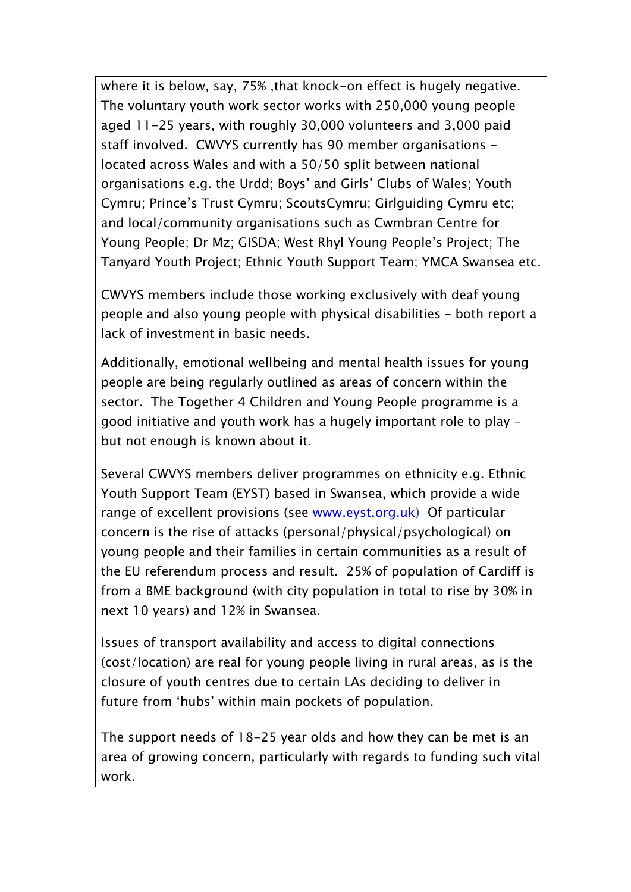where it is below, say, 75% ,that knock-on effect is hugely negative. The voluntary youth work sector works with 250,000 young people aged 11-25 years, with roughly 30,000 volunteers and 3,000 paid staff involved. CWVYS currently has 90 member organisations - located across Wales and with a 50/50 split between national organisations e.g. the Urdd; Boys' and Girls' Clubs of Wales; Youth Cymru; Prince's Trust Cymru; ScoutsCymru; Girlguiding Cymru etc; and local/community organisations such as Cwmbran Centre for Young People; Dr Mz; GISDA; West Rhyl Young People's Project; The Tanyard Youth Project; Ethnic Youth Support Team; YMCA Swansea etc.

CWVYS members include those working exclusively with deaf young people and also young people with physical disabilities – both report a lack of investment in basic needs.

Additionally, emotional wellbeing and mental health issues for young people are being regularly outlined as areas of concern within the sector. The Together 4 Children and Young People programme is a good initiative and youth work has a hugely important role to play - but not enough is known about it.

Several CWVYS members deliver programmes on ethnicity e.g. Ethnic Youth Support Team (EYST) based in Swansea, which provide a wide range of excellent provisions (see [www.eyst.org.uk](http://www.eyst.org.uk)) Of particular concern is the rise of attacks (personal/physical/psychological) on young people and their families in certain communities as a result of the EU referendum process and result. 25% of population of Cardiff is from a BME background (with city population in total to rise by 30% in next 10 years) and 12% in Swansea.

Issues of transport availability and access to digital connections (cost/location) are real for young people living in rural areas, as is the closure of youth centres due to certain LAs deciding to deliver in future from 'hubs' within main pockets of population.

The support needs of 18-25 year olds and how they can be met is an area of growing concern, particularly with regards to funding such vital work.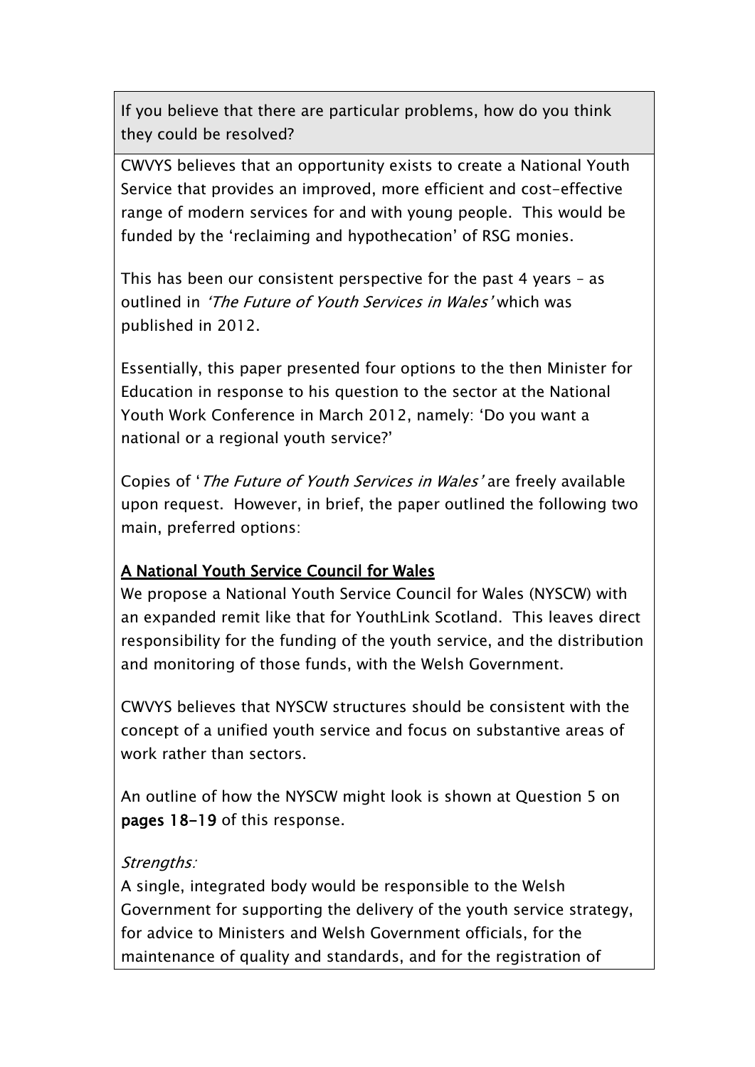**If you believe that there are particular problems, how do you think they could be resolved?**

CWVYS believes that an opportunity exists to create a National Youth Service that provides an improved, more efficient and cost-effective range of modern services for and with young people. This would be funded by the 'reclaiming and hypothecation' of RSG monies.

This has been our consistent perspective for the past 4 years – as outlined in *'The Future of Youth Services in Wales'* which was published in 2012.

Essentially, this paper presented four options to the then Minister for Education in response to his question to the sector at the National Youth Work Conference in March 2012, namely: 'Do you want a national or a regional youth service?'

Copies of '*The Future of Youth Services in Wales'* are freely available upon request. However, in brief, the paper outlined the following two main, preferred options:

**A National Youth Service Council for Wales**

We propose a National Youth Service Council for Wales (NYSCW) with an expanded remit like that for YouthLink Scotland. This leaves direct responsibility for the funding of the youth service, and the distribution and monitoring of those funds, with the Welsh Government.

CWVYS believes that NYSCW structures should be consistent with the concept of a unified youth service and focus on substantive areas of work rather than sectors.

An outline of how the NYSCW might look is shown at Question 5 on **pages 18-19** of this response.

*Strengths:*

A single, integrated body would be responsible to the Welsh Government for supporting the delivery of the youth service strategy, for advice to Ministers and Welsh Government officials, for the maintenance of quality and standards, and for the registration of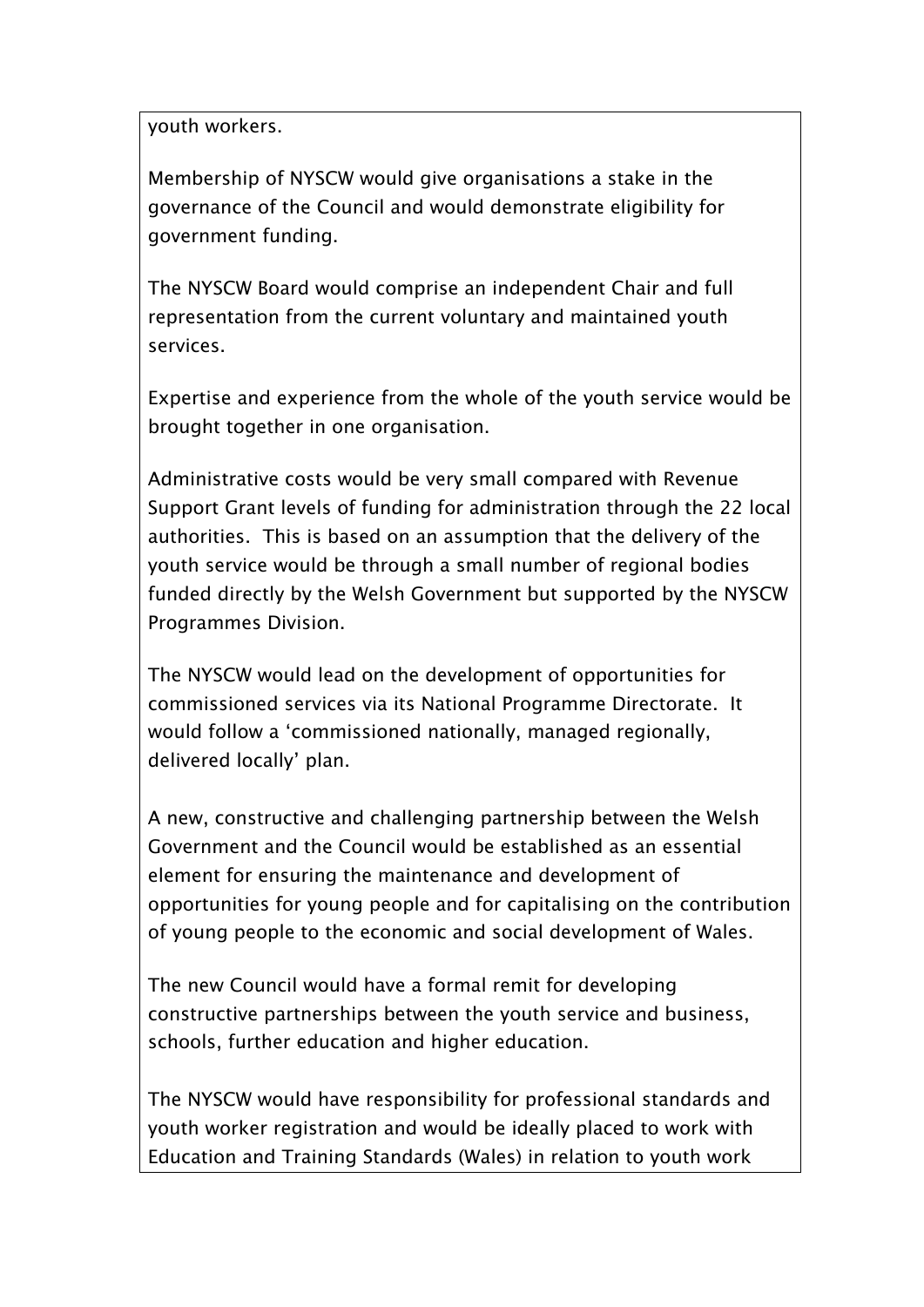youth workers.

Membership of NYSCW would give organisations a stake in the governance of the Council and would demonstrate eligibility for government funding.

The NYSCW Board would comprise an independent Chair and full representation from the current voluntary and maintained youth services.

Expertise and experience from the whole of the youth service would be brought together in one organisation.

Administrative costs would be very small compared with Revenue Support Grant levels of funding for administration through the 22 local authorities. This is based on an assumption that the delivery of the youth service would be through a small number of regional bodies funded directly by the Welsh Government but supported by the NYSCW Programmes Division.

The NYSCW would lead on the development of opportunities for commissioned services via its National Programme Directorate. It would follow a 'commissioned nationally, managed regionally, delivered locally' plan.

A new, constructive and challenging partnership between the Welsh Government and the Council would be established as an essential element for ensuring the maintenance and development of opportunities for young people and for capitalising on the contribution of young people to the economic and social development of Wales.

The new Council would have a formal remit for developing constructive partnerships between the youth service and business, schools, further education and higher education.

The NYSCW would have responsibility for professional standards and youth worker registration and would be ideally placed to work with Education and Training Standards (Wales) in relation to youth work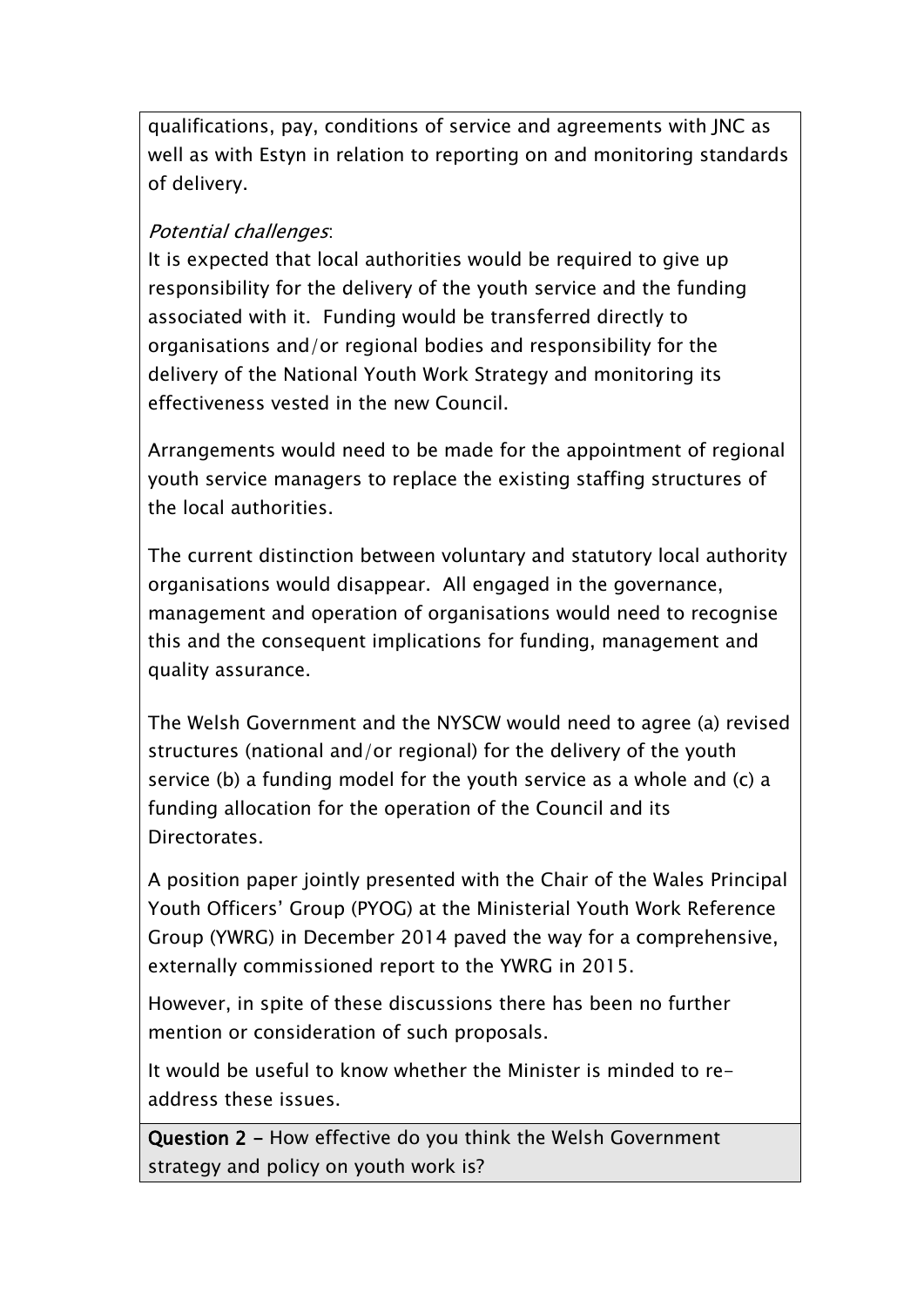qualifications, pay, conditions of service and agreements with JNC as well as with Estyn in relation to reporting on and monitoring standards of delivery.

*Potential challenges*:

It is expected that local authorities would be required to give up responsibility for the delivery of the youth service and the funding associated with it. Funding would be transferred directly to organisations and/or regional bodies and responsibility for the delivery of the National Youth Work Strategy and monitoring its effectiveness vested in the new Council.

Arrangements would need to be made for the appointment of regional youth service managers to replace the existing staffing structures of the local authorities.

The current distinction between voluntary and statutory local authority organisations would disappear. All engaged in the governance, management and operation of organisations would need to recognise this and the consequent implications for funding, management and quality assurance.

The Welsh Government and the NYSCW would need to agree (a) revised structures (national and/or regional) for the delivery of the youth service (b) a funding model for the youth service as a whole and (c) a funding allocation for the operation of the Council and its Directorates.

A position paper jointly presented with the Chair of the Wales Principal Youth Officers' Group (PYOG) at the Ministerial Youth Work Reference Group (YWRG) in December 2014 paved the way for a comprehensive, externally commissioned report to the YWRG in 2015.

However, in spite of these discussions there has been no further mention or consideration of such proposals.

It would be useful to know whether the Minister is minded to re-address these issues.

**Question 2 -** How effective do you think the Welsh Government strategy and policy on youth work is?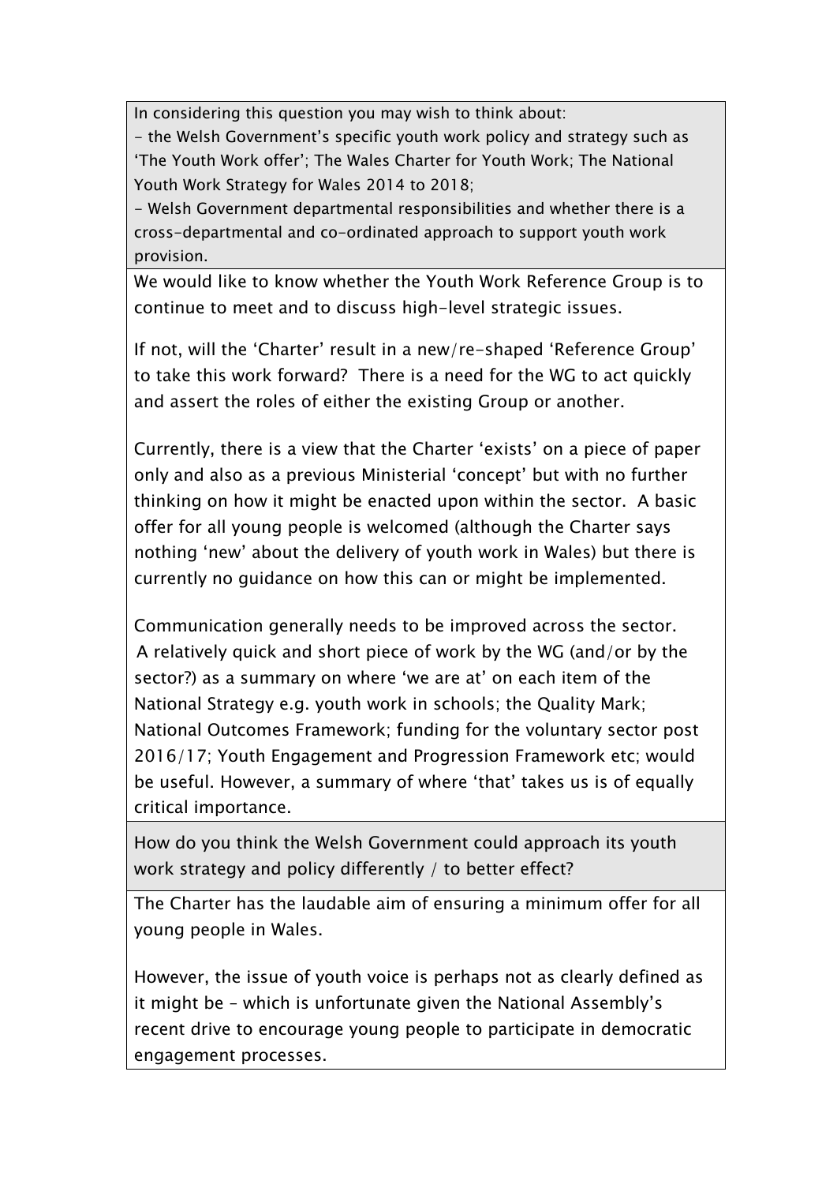In considering this question you may wish to think about:

- the Welsh Government's specific youth work policy and strategy such as 'The Youth Work offer'; The Wales Charter for Youth Work; The National Youth Work Strategy for Wales 2014 to 2018;
- Welsh Government departmental responsibilities and whether there is a cross-departmental and co-ordinated approach to support youth work provision.

We would like to know whether the Youth Work Reference Group is to continue to meet and to discuss high-level strategic issues.

If not, will the 'Charter' result in a new/re-shaped 'Reference Group' to take this work forward? There is a need for the WG to act quickly and assert the roles of either the existing Group or another.

Currently, there is a view that the Charter 'exists' on a piece of paper only and also as a previous Ministerial 'concept' but with no further thinking on how it might be enacted upon within the sector. A basic offer for all young people is welcomed (although the Charter says nothing 'new' about the delivery of youth work in Wales) but there is currently no guidance on how this can or might be implemented.

Communication generally needs to be improved across the sector. A relatively quick and short piece of work by the WG (and/or by the sector?) as a summary on where 'we are at' on each item of the National Strategy e.g. youth work in schools; the Quality Mark; National Outcomes Framework; funding for the voluntary sector post 2016/17; Youth Engagement and Progression Framework etc; would be useful. However, a summary of where 'that' takes us is of equally critical importance.

How do you think the Welsh Government could approach its youth work strategy and policy differently / to better effect?

The Charter has the laudable aim of ensuring a minimum offer for all young people in Wales.

However, the issue of youth voice is perhaps not as clearly defined as it might be – which is unfortunate given the National Assembly's recent drive to encourage young people to participate in democratic engagement processes.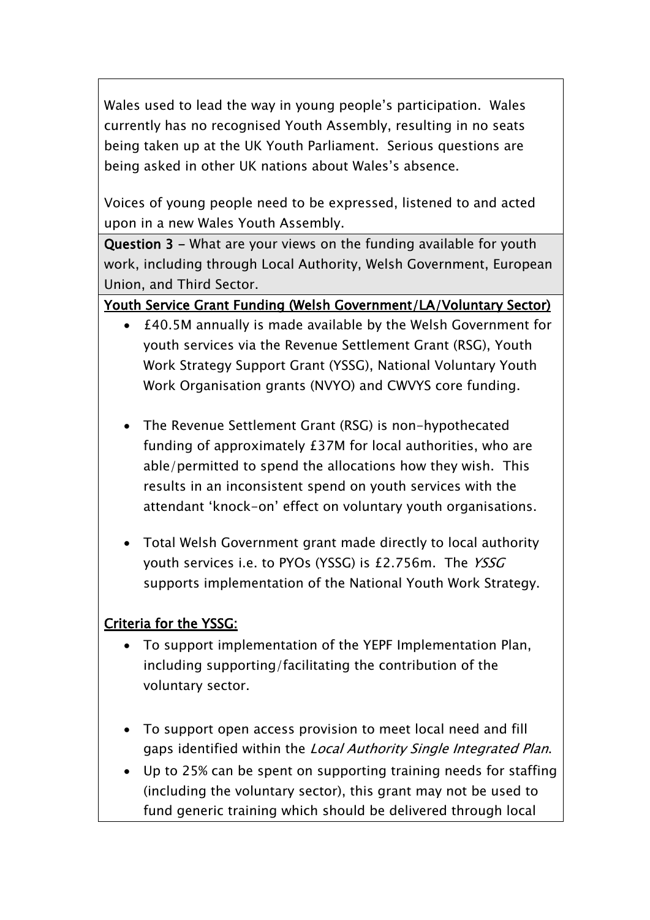Wales used to lead the way in young people's participation. Wales currently has no recognised Youth Assembly, resulting in no seats being taken up at the UK Youth Parliament. Serious questions are being asked in other UK nations about Wales's absence.

Voices of young people need to be expressed, listened to and acted upon in a new Wales Youth Assembly.

**Question 3 -** What are your views on the funding available for youth work, including through Local Authority, Welsh Government, European Union, and Third Sector.

**Youth Service Grant Funding (Welsh Government/LA/Voluntary Sector)**

- £40.5M annually is made available by the Welsh Government for youth services via the Revenue Settlement Grant (RSG), Youth Work Strategy Support Grant (YSSG), National Voluntary Youth Work Organisation grants (NVYO) and CWVYS core funding.

- The Revenue Settlement Grant (RSG) is non-hypothecated funding of approximately £37M for local authorities, who are able/permitted to spend the allocations how they wish. This results in an inconsistent spend on youth services with the attendant 'knock-on' effect on voluntary youth organisations.

- Total Welsh Government grant made directly to local authority youth services i.e. to PYOs (YSSG) is £2.756m. The *YSSG* supports implementation of the National Youth Work Strategy.

**Criteria for the YSSG:**

- To support implementation of the YEPF Implementation Plan, including supporting/facilitating the contribution of the voluntary sector.

- To support open access provision to meet local need and fill gaps identified within the *Local Authority Single Integrated Plan*.
- Up to 25% can be spent on supporting training needs for staffing (including the voluntary sector), this grant may not be used to fund generic training which should be delivered through local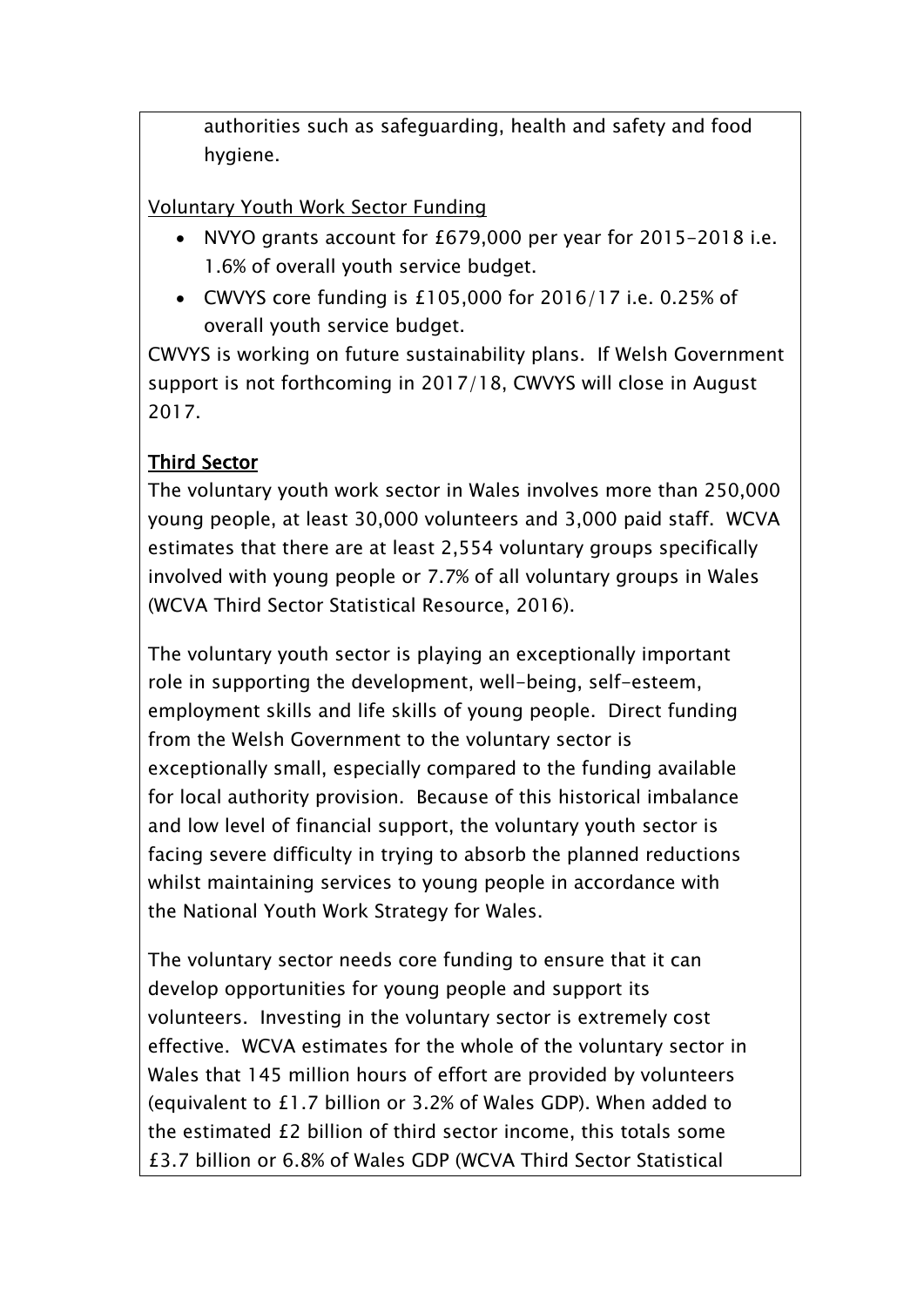authorities such as safeguarding, health and safety and food hygiene.

Voluntary Youth Work Sector Funding

- NVYO grants account for £679,000 per year for 2015-2018 i.e. 1.6% of overall youth service budget.
- CWVYS core funding is £105,000 for 2016/17 i.e. 0.25% of overall youth service budget.

CWVYS is working on future sustainability plans. If Welsh Government support is not forthcoming in 2017/18, CWVYS will close in August 2017.

**Third Sector**

The voluntary youth work sector in Wales involves more than 250,000 young people, at least 30,000 volunteers and 3,000 paid staff. WCVA estimates that there are at least 2,554 voluntary groups specifically involved with young people or 7.7% of all voluntary groups in Wales (WCVA Third Sector Statistical Resource, 2016).

The voluntary youth sector is playing an exceptionally important role in supporting the development, well-being, self-esteem, employment skills and life skills of young people. Direct funding from the Welsh Government to the voluntary sector is exceptionally small, especially compared to the funding available for local authority provision. Because of this historical imbalance and low level of financial support, the voluntary youth sector is facing severe difficulty in trying to absorb the planned reductions whilst maintaining services to young people in accordance with the National Youth Work Strategy for Wales.

The voluntary sector needs core funding to ensure that it can develop opportunities for young people and support its volunteers. Investing in the voluntary sector is extremely cost effective. WCVA estimates for the whole of the voluntary sector in Wales that 145 million hours of effort are provided by volunteers (equivalent to £1.7 billion or 3.2% of Wales GDP). When added to the estimated £2 billion of third sector income, this totals some £3.7 billion or 6.8% of Wales GDP (WCVA Third Sector Statistical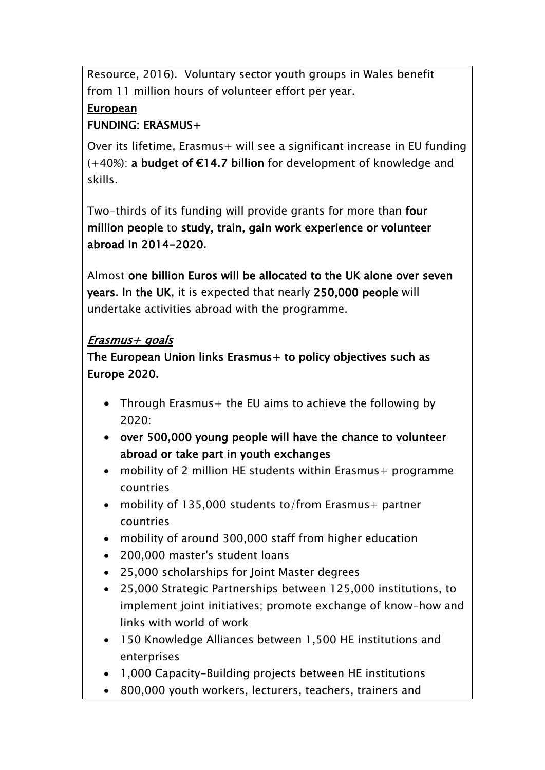Resource, 2016). Voluntary sector youth groups in Wales benefit from 11 million hours of volunteer effort per year.

**European**

**FUNDING: ERASMUS+**

Over its lifetime, Erasmus+ will see a significant increase in EU funding (+40%): **a budget of €14.7 billion** for development of knowledge and skills.

Two-thirds of its funding will provide grants for more than **four million people** to **study, train, gain work experience or volunteer abroad in 2014-2020**.

Almost **one billion Euros will be allocated to the UK alone over seven years**. In **the UK**, it is expected that nearly **250,000 people** will undertake activities abroad with the programme.

*Erasmus+ goals*

**The European Union links Erasmus+ to policy objectives such as Europe 2020.**

- Through Erasmus+ the EU aims to achieve the following by 2020:
- **over 500,000 young people will have the chance to volunteer abroad or take part in youth exchanges**
- mobility of 2 million HE students within Erasmus+ programme countries
- mobility of 135,000 students to/from Erasmus+ partner countries
- mobility of around 300,000 staff from higher education
- 200,000 master's student loans
- 25,000 scholarships for Joint Master degrees
- 25,000 Strategic Partnerships between 125,000 institutions, to implement joint initiatives; promote exchange of know-how and links with world of work
- 150 Knowledge Alliances between 1,500 HE institutions and enterprises
- 1,000 Capacity-Building projects between HE institutions
- 800,000 youth workers, lecturers, teachers, trainers and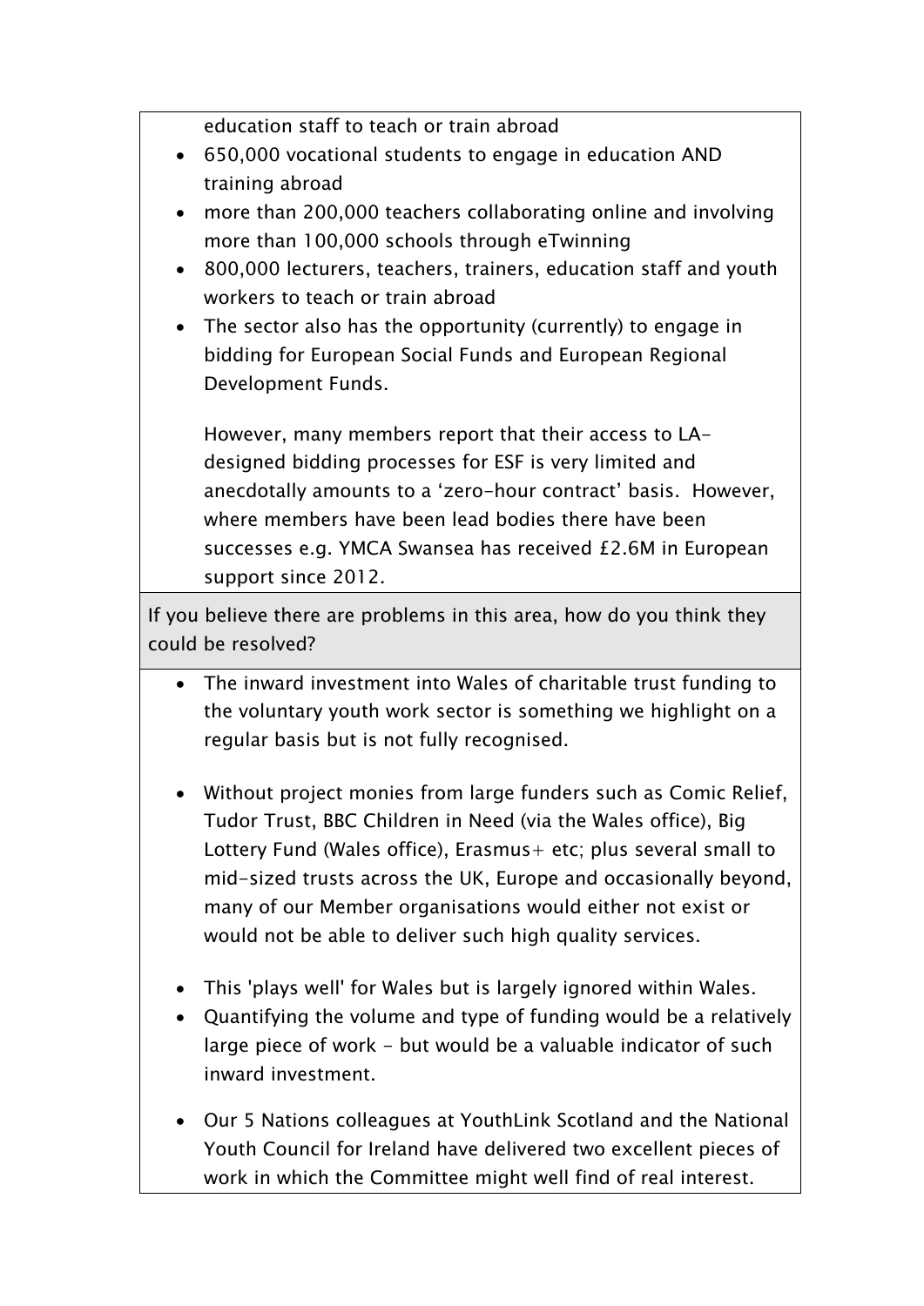education staff to teach or train abroad

- 650,000 vocational students to engage in education AND training abroad
- more than 200,000 teachers collaborating online and involving more than 100,000 schools through eTwinning
- 800,000 lecturers, teachers, trainers, education staff and youth workers to teach or train abroad
- The sector also has the opportunity (currently) to engage in bidding for European Social Funds and European Regional Development Funds.

  However, many members report that their access to LA-designed bidding processes for ESF is very limited and anecdotally amounts to a 'zero-hour contract' basis. However, where members have been lead bodies there have been successes e.g. YMCA Swansea has received £2.6M in European support since 2012.

If you believe there are problems in this area, how do you think they could be resolved?

- The inward investment into Wales of charitable trust funding to the voluntary youth work sector is something we highlight on a regular basis but is not fully recognised.

- Without project monies from large funders such as Comic Relief, Tudor Trust, BBC Children in Need (via the Wales office), Big Lottery Fund (Wales office), Erasmus+ etc; plus several small to mid-sized trusts across the UK, Europe and occasionally beyond, many of our Member organisations would either not exist or would not be able to deliver such high quality services.

- This 'plays well' for Wales but is largely ignored within Wales.
- Quantifying the volume and type of funding would be a relatively large piece of work - but would be a valuable indicator of such inward investment.

- Our 5 Nations colleagues at YouthLink Scotland and the National Youth Council for Ireland have delivered two excellent pieces of work in which the Committee might well find of real interest.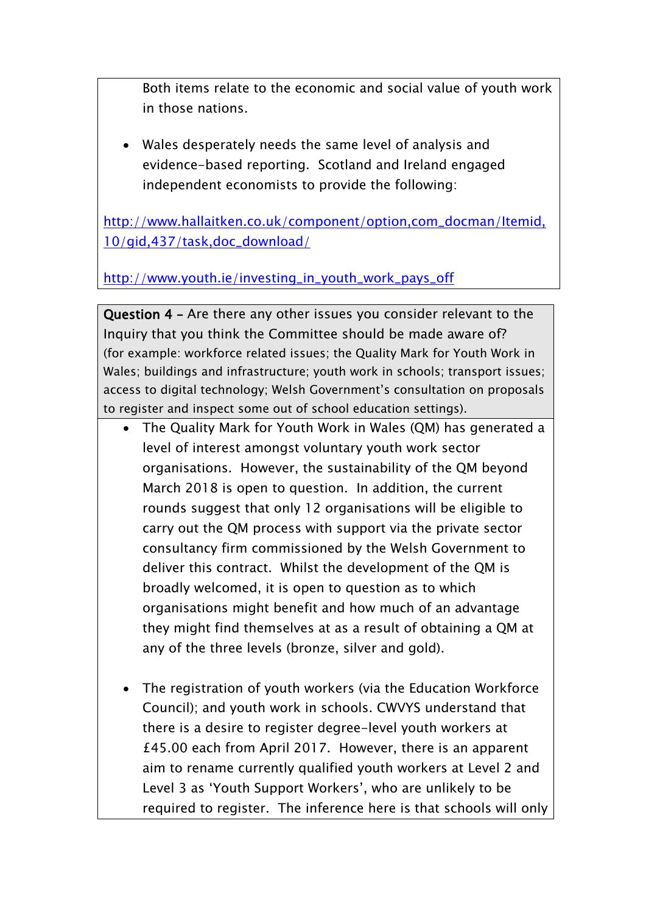Both items relate to the economic and social value of youth work in those nations.

- Wales desperately needs the same level of analysis and evidence-based reporting. Scotland and Ireland engaged independent economists to provide the following:

http://www.hallaitken.co.uk/component/option,com_docman/Itemid,10/gid,437/task,doc_download/

http://www.youth.ie/investing_in_youth_work_pays_off

**Question 4 –** Are there any other issues you consider relevant to the Inquiry that you think the Committee should be made aware of?
(for example: workforce related issues; the Quality Mark for Youth Work in Wales; buildings and infrastructure; youth work in schools; transport issues; access to digital technology; Welsh Government's consultation on proposals to register and inspect some out of school education settings).

- The Quality Mark for Youth Work in Wales (QM) has generated a level of interest amongst voluntary youth work sector organisations. However, the sustainability of the QM beyond March 2018 is open to question. In addition, the current rounds suggest that only 12 organisations will be eligible to carry out the QM process with support via the private sector consultancy firm commissioned by the Welsh Government to deliver this contract. Whilst the development of the QM is broadly welcomed, it is open to question as to which organisations might benefit and how much of an advantage they might find themselves at as a result of obtaining a QM at any of the three levels (bronze, silver and gold).

- The registration of youth workers (via the Education Workforce Council); and youth work in schools. CWVYS understand that there is a desire to register degree-level youth workers at £45.00 each from April 2017. However, there is an apparent aim to rename currently qualified youth workers at Level 2 and Level 3 as 'Youth Support Workers', who are unlikely to be required to register. The inference here is that schools will only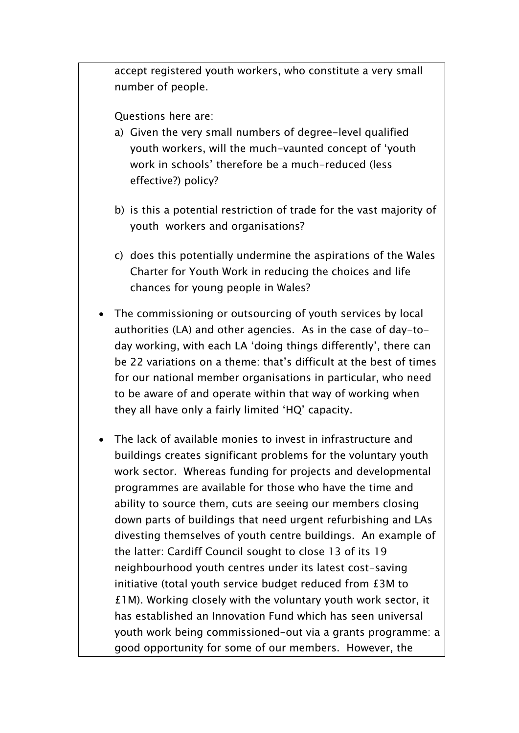accept registered youth workers, who constitute a very small number of people.

Questions here are:

a) Given the very small numbers of degree-level qualified youth workers, will the much-vaunted concept of 'youth work in schools' therefore be a much-reduced (less effective?) policy?

b) is this a potential restriction of trade for the vast majority of youth workers and organisations?

c) does this potentially undermine the aspirations of the Wales Charter for Youth Work in reducing the choices and life chances for young people in Wales?

- The commissioning or outsourcing of youth services by local authorities (LA) and other agencies. As in the case of day-to-day working, with each LA 'doing things differently', there can be 22 variations on a theme: that's difficult at the best of times for our national member organisations in particular, who need to be aware of and operate within that way of working when they all have only a fairly limited 'HQ' capacity.

- The lack of available monies to invest in infrastructure and buildings creates significant problems for the voluntary youth work sector. Whereas funding for projects and developmental programmes are available for those who have the time and ability to source them, cuts are seeing our members closing down parts of buildings that need urgent refurbishing and LAs divesting themselves of youth centre buildings. An example of the latter: Cardiff Council sought to close 13 of its 19 neighbourhood youth centres under its latest cost-saving initiative (total youth service budget reduced from £3M to £1M). Working closely with the voluntary youth work sector, it has established an Innovation Fund which has seen universal youth work being commissioned-out via a grants programme: a good opportunity for some of our members. However, the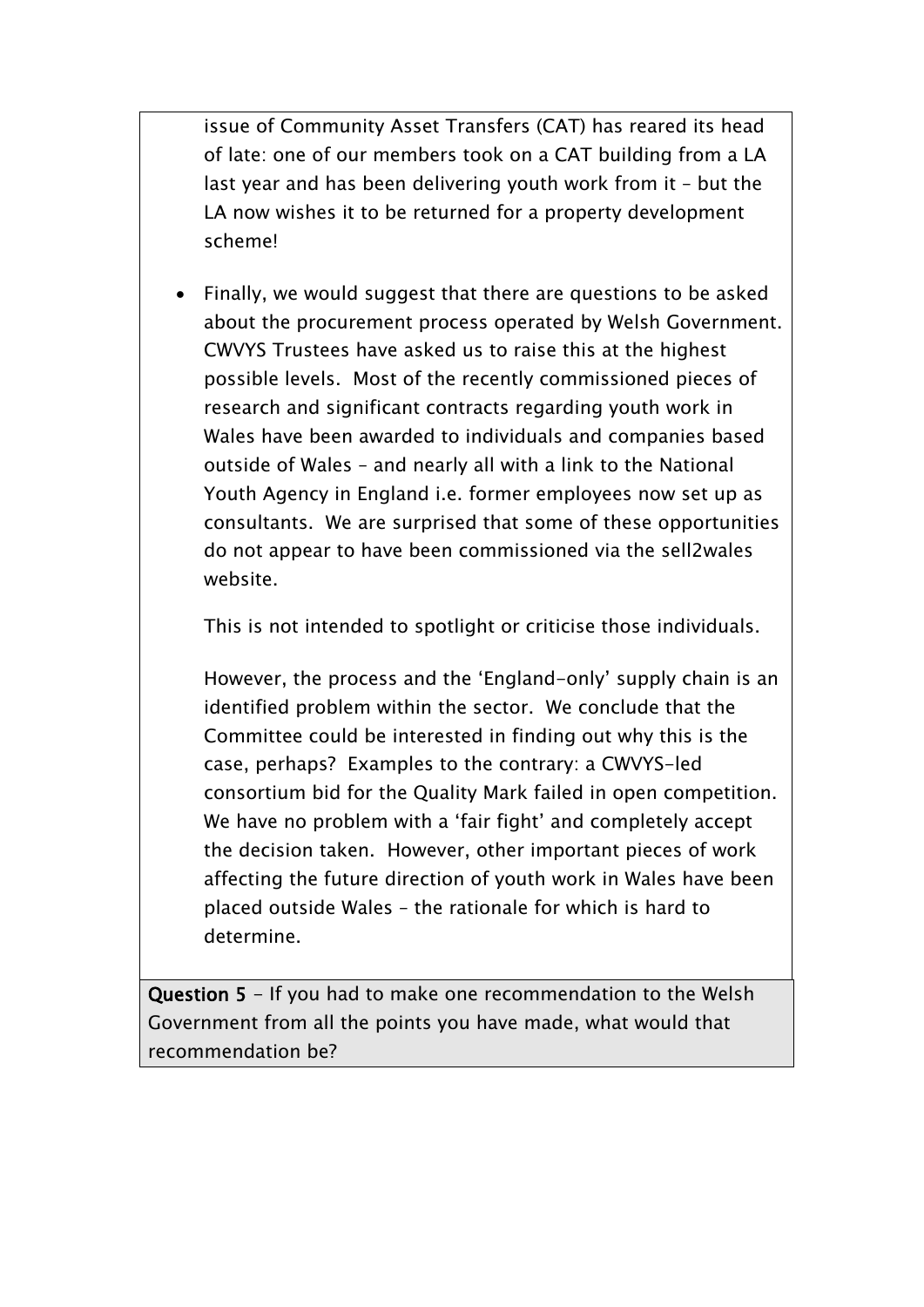issue of Community Asset Transfers (CAT) has reared its head of late: one of our members took on a CAT building from a LA last year and has been delivering youth work from it – but the LA now wishes it to be returned for a property development scheme!

- Finally, we would suggest that there are questions to be asked about the procurement process operated by Welsh Government. CWVYS Trustees have asked us to raise this at the highest possible levels. Most of the recently commissioned pieces of research and significant contracts regarding youth work in Wales have been awarded to individuals and companies based outside of Wales – and nearly all with a link to the National Youth Agency in England i.e. former employees now set up as consultants. We are surprised that some of these opportunities do not appear to have been commissioned via the sell2wales website.

  This is not intended to spotlight or criticise those individuals.

  However, the process and the 'England-only' supply chain is an identified problem within the sector. We conclude that the Committee could be interested in finding out why this is the case, perhaps? Examples to the contrary: a CWVYS-led consortium bid for the Quality Mark failed in open competition. We have no problem with a 'fair fight' and completely accept the decision taken. However, other important pieces of work affecting the future direction of youth work in Wales have been placed outside Wales – the rationale for which is hard to determine.

**Question 5** - If you had to make one recommendation to the Welsh Government from all the points you have made, what would that recommendation be?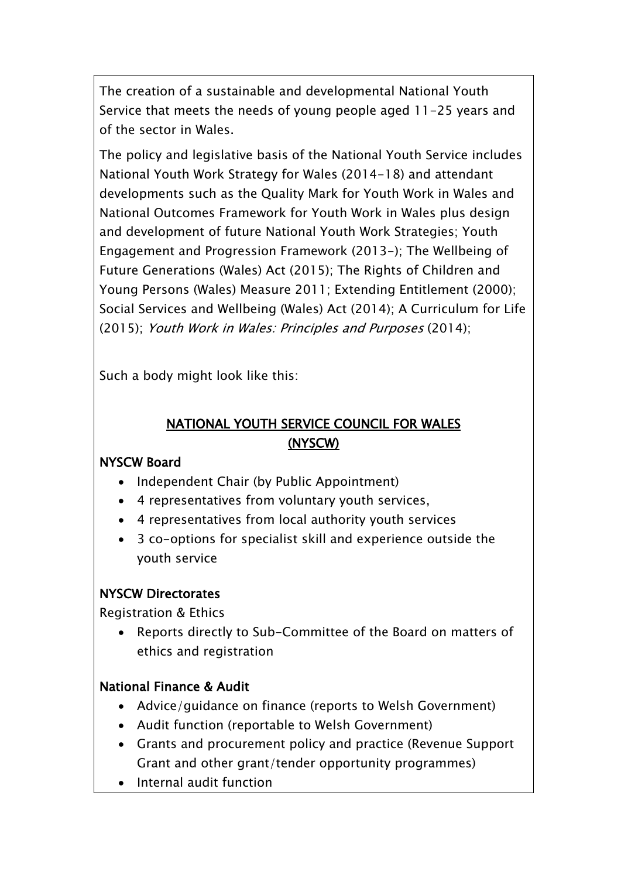The creation of a sustainable and developmental National Youth Service that meets the needs of young people aged 11-25 years and of the sector in Wales.

The policy and legislative basis of the National Youth Service includes National Youth Work Strategy for Wales (2014-18) and attendant developments such as the Quality Mark for Youth Work in Wales and National Outcomes Framework for Youth Work in Wales plus design and development of future National Youth Work Strategies; Youth Engagement and Progression Framework (2013-); The Wellbeing of Future Generations (Wales) Act (2015); The Rights of Children and Young Persons (Wales) Measure 2011; Extending Entitlement (2000); Social Services and Wellbeing (Wales) Act (2014); A Curriculum for Life (2015); *Youth Work in Wales: Principles and Purposes* (2014);

Such a body might look like this:

## NATIONAL YOUTH SERVICE COUNCIL FOR WALES (NYSCW)

**NYSCW Board**

- Independent Chair (by Public Appointment)
- 4 representatives from voluntary youth services,
- 4 representatives from local authority youth services
- 3 co-options for specialist skill and experience outside the youth service

**NYSCW Directorates**

Registration & Ethics

- Reports directly to Sub-Committee of the Board on matters of ethics and registration

**National Finance & Audit**

- Advice/guidance on finance (reports to Welsh Government)
- Audit function (reportable to Welsh Government)
- Grants and procurement policy and practice (Revenue Support Grant and other grant/tender opportunity programmes)
- Internal audit function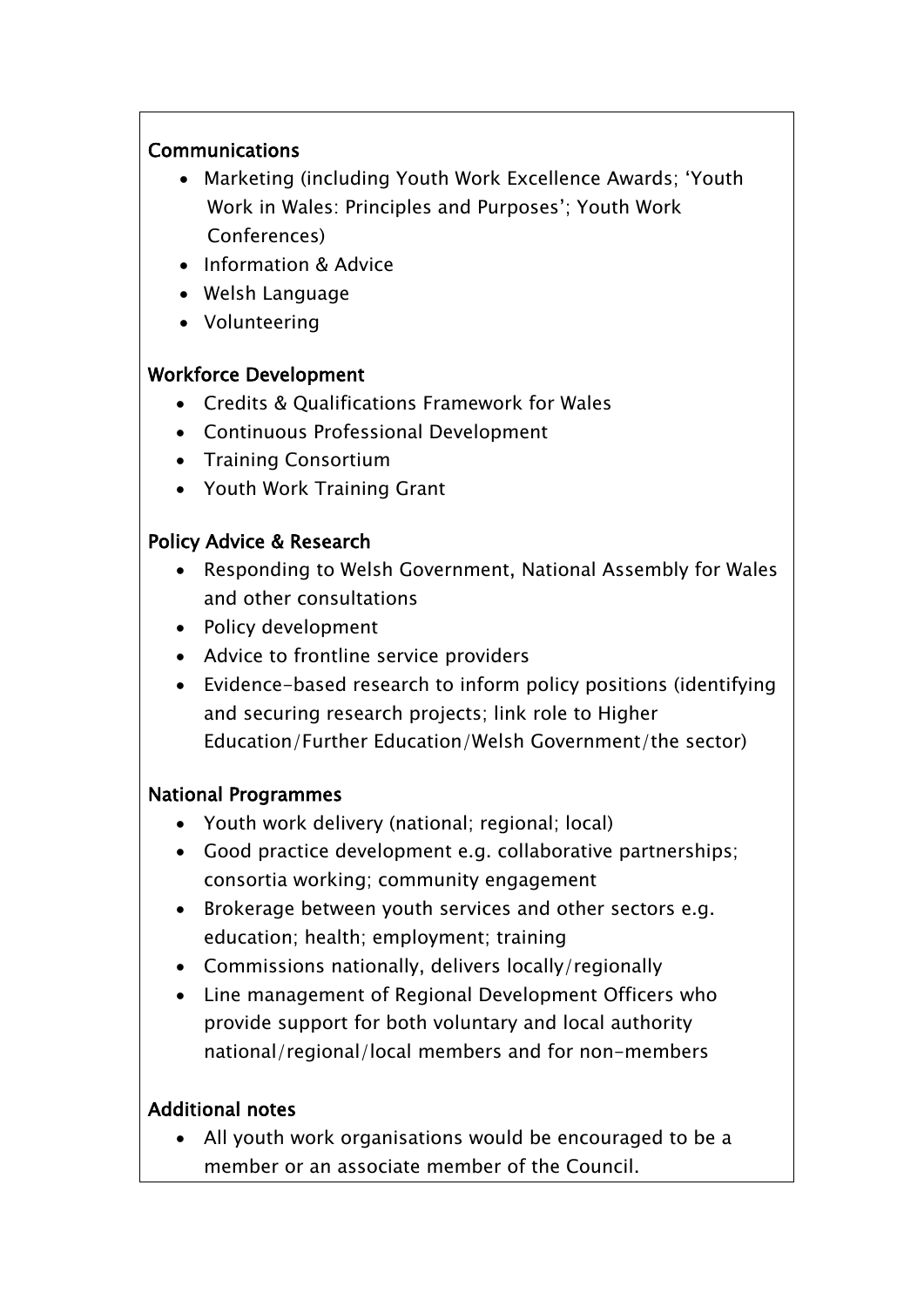**Communications**

- Marketing (including Youth Work Excellence Awards; 'Youth Work in Wales: Principles and Purposes'; Youth Work Conferences)
- Information & Advice
- Welsh Language
- Volunteering

**Workforce Development**

- Credits & Qualifications Framework for Wales
- Continuous Professional Development
- Training Consortium
- Youth Work Training Grant

**Policy Advice & Research**

- Responding to Welsh Government, National Assembly for Wales and other consultations
- Policy development
- Advice to frontline service providers
- Evidence-based research to inform policy positions (identifying and securing research projects; link role to Higher Education/Further Education/Welsh Government/the sector)

**National Programmes**

- Youth work delivery (national; regional; local)
- Good practice development e.g. collaborative partnerships; consortia working; community engagement
- Brokerage between youth services and other sectors e.g. education; health; employment; training
- Commissions nationally, delivers locally/regionally
- Line management of Regional Development Officers who provide support for both voluntary and local authority national/regional/local members and for non-members

**Additional notes**

- All youth work organisations would be encouraged to be a member or an associate member of the Council.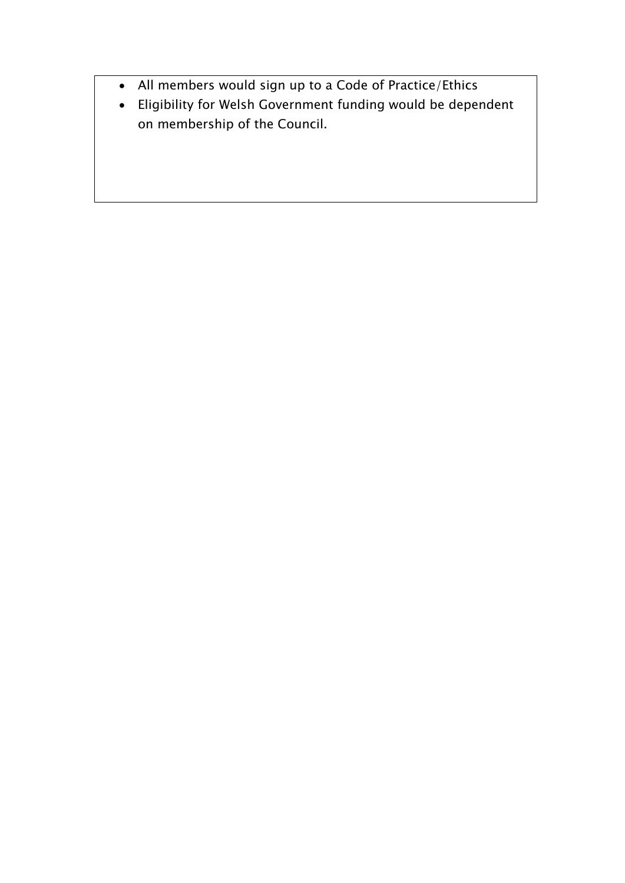- All members would sign up to a Code of Practice/Ethics
- Eligibility for Welsh Government funding would be dependent on membership of the Council.